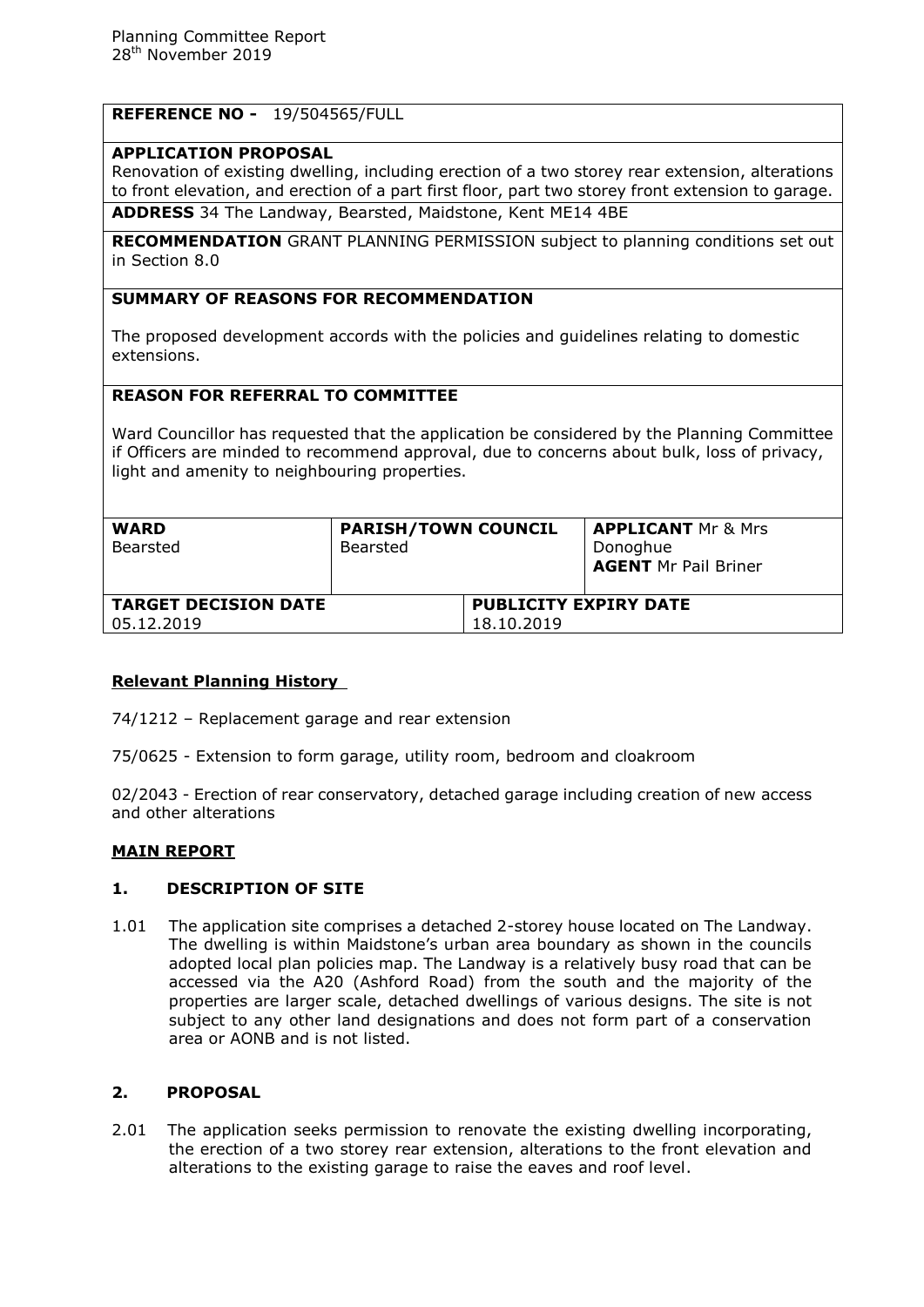Planning Committee Report
28th November 2019

**REFERENCE NO -** 19/504565/FULL

**APPLICATION PROPOSAL**
Renovation of existing dwelling, including erection of a two storey rear extension, alterations to front elevation, and erection of a part first floor, part two storey front extension to garage.

**ADDRESS** 34 The Landway, Bearsted, Maidstone, Kent ME14 4BE

**RECOMMENDATION** GRANT PLANNING PERMISSION subject to planning conditions set out in Section 8.0

**SUMMARY OF REASONS FOR RECOMMENDATION**

The proposed development accords with the policies and guidelines relating to domestic extensions.

**REASON FOR REFERRAL TO COMMITTEE**

Ward Councillor has requested that the application be considered by the Planning Committee if Officers are minded to recommend approval, due to concerns about bulk, loss of privacy, light and amenity to neighbouring properties.

| **WARD** Bearsted | **PARISH/TOWN COUNCIL** Bearsted | **APPLICANT** Mr & Mrs Donoghue **AGENT** Mr Pail Briner |
|---|---|---|
| **TARGET DECISION DATE** 05.12.2019 | **PUBLICITY EXPIRY DATE** 18.10.2019 | |

## Relevant Planning History

74/1212 – Replacement garage and rear extension

75/0625 - Extension to form garage, utility room, bedroom and cloakroom

02/2043 - Erection of rear conservatory, detached garage including creation of new access and other alterations

## MAIN REPORT

### 1. DESCRIPTION OF SITE

1.01 The application site comprises a detached 2-storey house located on The Landway. The dwelling is within Maidstone's urban area boundary as shown in the councils adopted local plan policies map. The Landway is a relatively busy road that can be accessed via the A20 (Ashford Road) from the south and the majority of the properties are larger scale, detached dwellings of various designs. The site is not subject to any other land designations and does not form part of a conservation area or AONB and is not listed.

### 2. PROPOSAL

2.01 The application seeks permission to renovate the existing dwelling incorporating, the erection of a two storey rear extension, alterations to the front elevation and alterations to the existing garage to raise the eaves and roof level.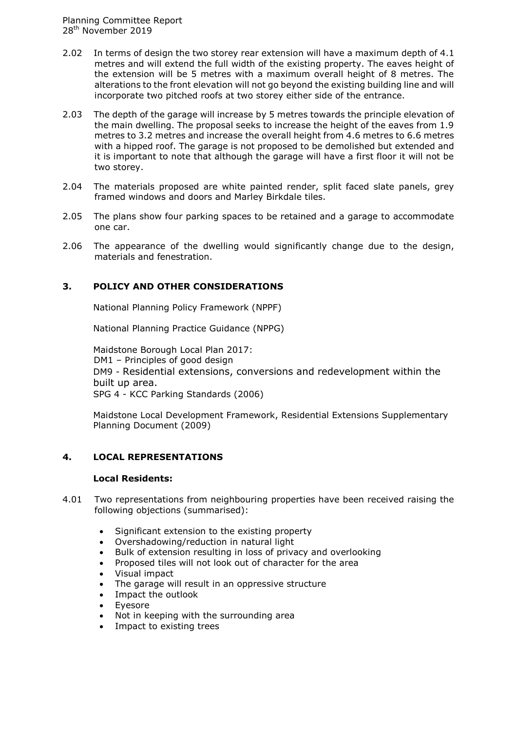2.02 In terms of design the two storey rear extension will have a maximum depth of 4.1 metres and will extend the full width of the existing property. The eaves height of the extension will be 5 metres with a maximum overall height of 8 metres. The alterations to the front elevation will not go beyond the existing building line and will incorporate two pitched roofs at two storey either side of the entrance.

2.03 The depth of the garage will increase by 5 metres towards the principle elevation of the main dwelling. The proposal seeks to increase the height of the eaves from 1.9 metres to 3.2 metres and increase the overall height from 4.6 metres to 6.6 metres with a hipped roof. The garage is not proposed to be demolished but extended and it is important to note that although the garage will have a first floor it will not be two storey.

2.04 The materials proposed are white painted render, split faced slate panels, grey framed windows and doors and Marley Birkdale tiles.

2.05 The plans show four parking spaces to be retained and a garage to accommodate one car.

2.06 The appearance of the dwelling would significantly change due to the design, materials and fenestration.

## 3. POLICY AND OTHER CONSIDERATIONS

National Planning Policy Framework (NPPF)

National Planning Practice Guidance (NPPG)

Maidstone Borough Local Plan 2017:
DM1 – Principles of good design
DM9 - Residential extensions, conversions and redevelopment within the built up area.
SPG 4 - KCC Parking Standards (2006)

Maidstone Local Development Framework, Residential Extensions Supplementary Planning Document (2009)

## 4. LOCAL REPRESENTATIONS

**Local Residents:**

4.01 Two representations from neighbouring properties have been received raising the following objections (summarised):

- Significant extension to the existing property
- Overshadowing/reduction in natural light
- Bulk of extension resulting in loss of privacy and overlooking
- Proposed tiles will not look out of character for the area
- Visual impact
- The garage will result in an oppressive structure
- Impact the outlook
- Eyesore
- Not in keeping with the surrounding area
- Impact to existing trees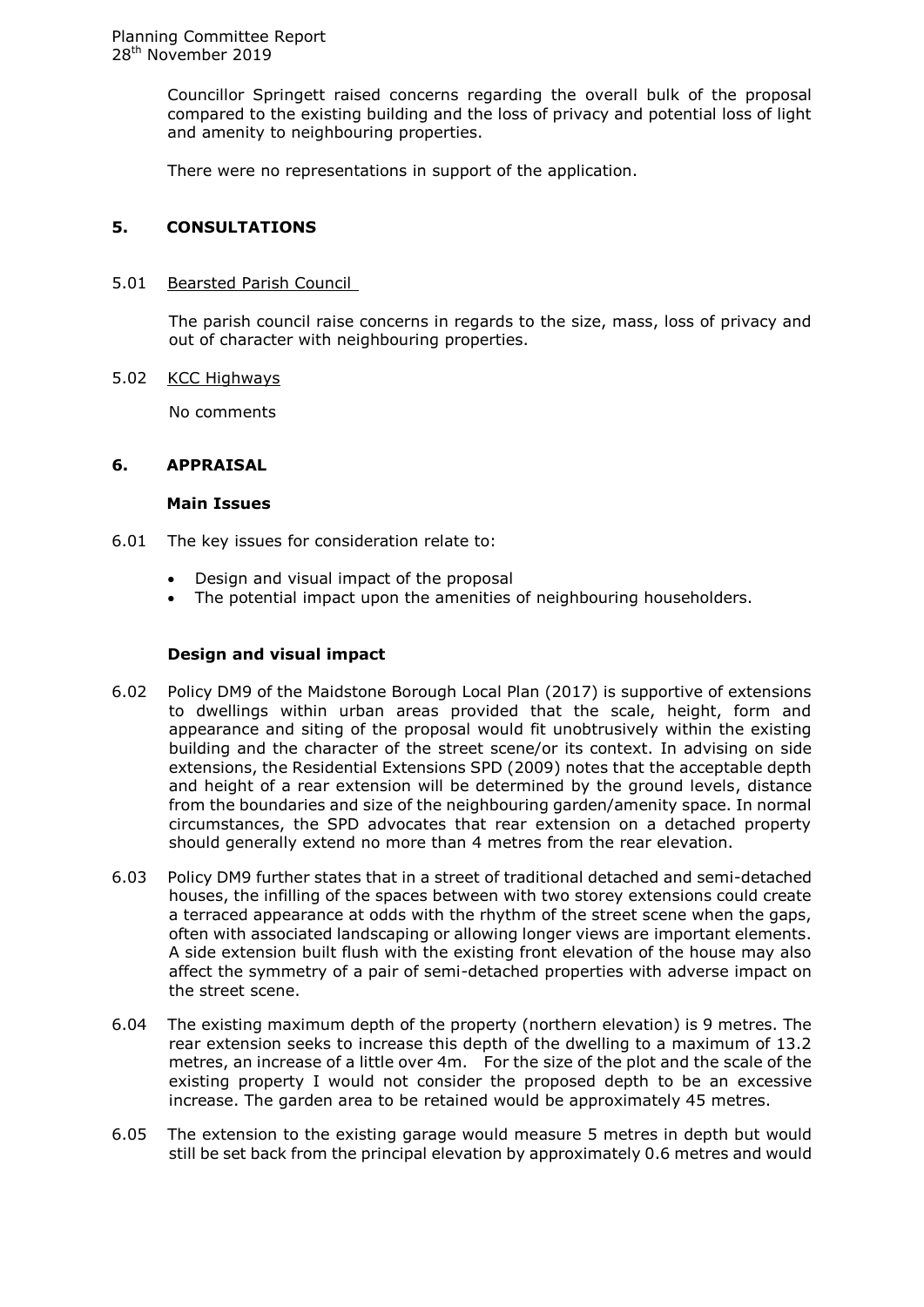Councillor Springett raised concerns regarding the overall bulk of the proposal compared to the existing building and the loss of privacy and potential loss of light and amenity to neighbouring properties.

There were no representations in support of the application.

## 5. CONSULTATIONS

5.01 Bearsted Parish Council

The parish council raise concerns in regards to the size, mass, loss of privacy and out of character with neighbouring properties.

5.02 KCC Highways

No comments

## 6. APPRAISAL

### Main Issues

6.01 The key issues for consideration relate to:

- Design and visual impact of the proposal
- The potential impact upon the amenities of neighbouring householders.

### Design and visual impact

6.02 Policy DM9 of the Maidstone Borough Local Plan (2017) is supportive of extensions to dwellings within urban areas provided that the scale, height, form and appearance and siting of the proposal would fit unobtrusively within the existing building and the character of the street scene/or its context. In advising on side extensions, the Residential Extensions SPD (2009) notes that the acceptable depth and height of a rear extension will be determined by the ground levels, distance from the boundaries and size of the neighbouring garden/amenity space. In normal circumstances, the SPD advocates that rear extension on a detached property should generally extend no more than 4 metres from the rear elevation.

6.03 Policy DM9 further states that in a street of traditional detached and semi-detached houses, the infilling of the spaces between with two storey extensions could create a terraced appearance at odds with the rhythm of the street scene when the gaps, often with associated landscaping or allowing longer views are important elements. A side extension built flush with the existing front elevation of the house may also affect the symmetry of a pair of semi-detached properties with adverse impact on the street scene.

6.04 The existing maximum depth of the property (northern elevation) is 9 metres. The rear extension seeks to increase this depth of the dwelling to a maximum of 13.2 metres, an increase of a little over 4m. For the size of the plot and the scale of the existing property I would not consider the proposed depth to be an excessive increase. The garden area to be retained would be approximately 45 metres.

6.05 The extension to the existing garage would measure 5 metres in depth but would still be set back from the principal elevation by approximately 0.6 metres and would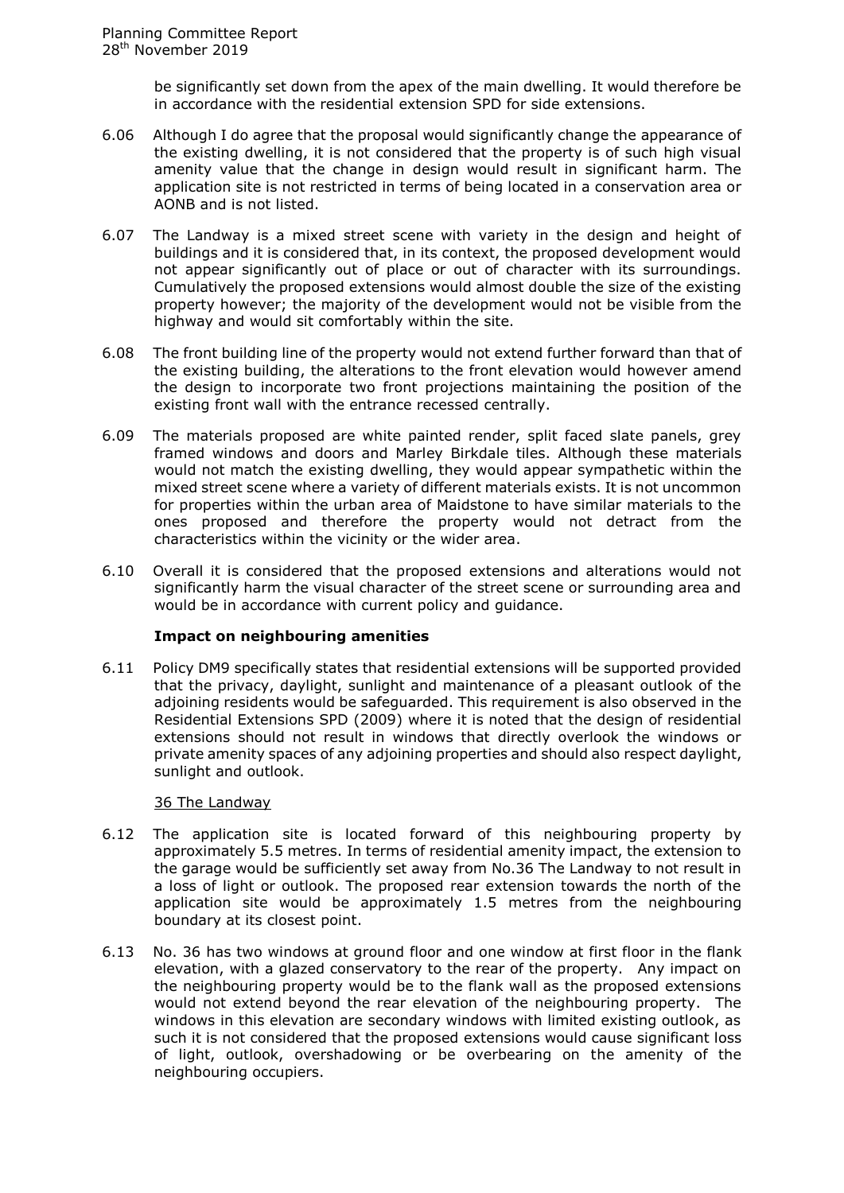be significantly set down from the apex of the main dwelling. It would therefore be in accordance with the residential extension SPD for side extensions.

6.06 Although I do agree that the proposal would significantly change the appearance of the existing dwelling, it is not considered that the property is of such high visual amenity value that the change in design would result in significant harm. The application site is not restricted in terms of being located in a conservation area or AONB and is not listed.

6.07 The Landway is a mixed street scene with variety in the design and height of buildings and it is considered that, in its context, the proposed development would not appear significantly out of place or out of character with its surroundings. Cumulatively the proposed extensions would almost double the size of the existing property however; the majority of the development would not be visible from the highway and would sit comfortably within the site.

6.08 The front building line of the property would not extend further forward than that of the existing building, the alterations to the front elevation would however amend the design to incorporate two front projections maintaining the position of the existing front wall with the entrance recessed centrally.

6.09 The materials proposed are white painted render, split faced slate panels, grey framed windows and doors and Marley Birkdale tiles. Although these materials would not match the existing dwelling, they would appear sympathetic within the mixed street scene where a variety of different materials exists. It is not uncommon for properties within the urban area of Maidstone to have similar materials to the ones proposed and therefore the property would not detract from the characteristics within the vicinity or the wider area.

6.10 Overall it is considered that the proposed extensions and alterations would not significantly harm the visual character of the street scene or surrounding area and would be in accordance with current policy and guidance.

**Impact on neighbouring amenities**

6.11 Policy DM9 specifically states that residential extensions will be supported provided that the privacy, daylight, sunlight and maintenance of a pleasant outlook of the adjoining residents would be safeguarded. This requirement is also observed in the Residential Extensions SPD (2009) where it is noted that the design of residential extensions should not result in windows that directly overlook the windows or private amenity spaces of any adjoining properties and should also respect daylight, sunlight and outlook.

36 The Landway

6.12 The application site is located forward of this neighbouring property by approximately 5.5 metres. In terms of residential amenity impact, the extension to the garage would be sufficiently set away from No.36 The Landway to not result in a loss of light or outlook. The proposed rear extension towards the north of the application site would be approximately 1.5 metres from the neighbouring boundary at its closest point.

6.13 No. 36 has two windows at ground floor and one window at first floor in the flank elevation, with a glazed conservatory to the rear of the property. Any impact on the neighbouring property would be to the flank wall as the proposed extensions would not extend beyond the rear elevation of the neighbouring property. The windows in this elevation are secondary windows with limited existing outlook, as such it is not considered that the proposed extensions would cause significant loss of light, outlook, overshadowing or be overbearing on the amenity of the neighbouring occupiers.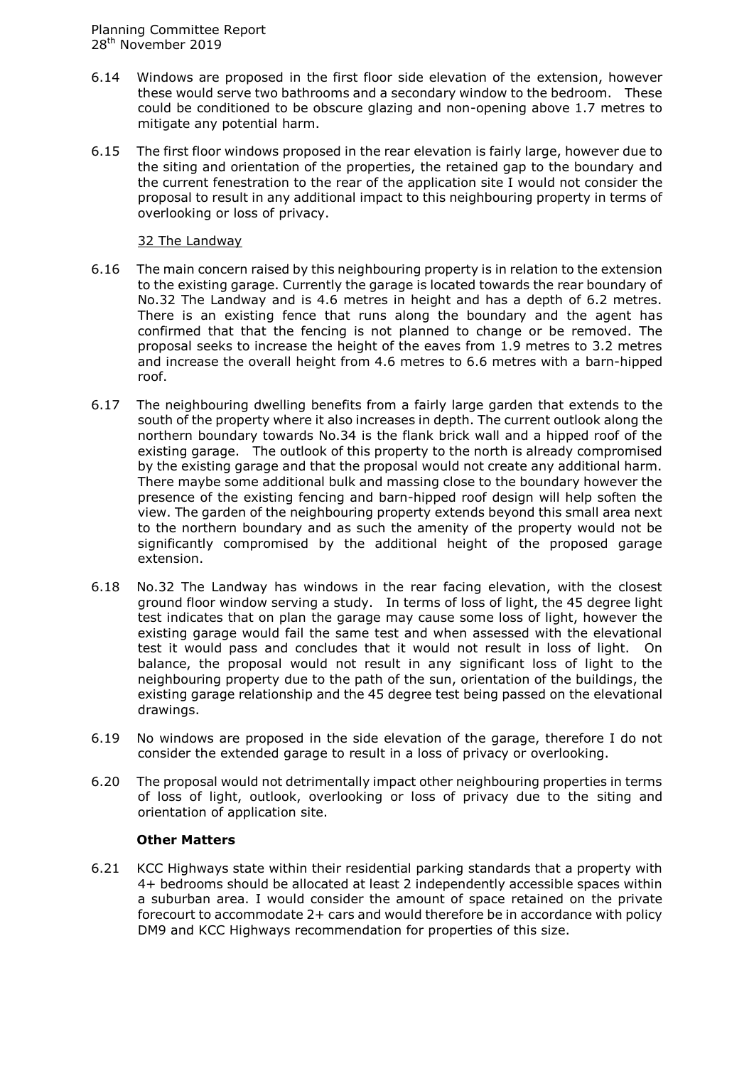6.14 Windows are proposed in the first floor side elevation of the extension, however these would serve two bathrooms and a secondary window to the bedroom. These could be conditioned to be obscure glazing and non-opening above 1.7 metres to mitigate any potential harm.

6.15 The first floor windows proposed in the rear elevation is fairly large, however due to the siting and orientation of the properties, the retained gap to the boundary and the current fenestration to the rear of the application site I would not consider the proposal to result in any additional impact to this neighbouring property in terms of overlooking or loss of privacy.

32 The Landway

6.16 The main concern raised by this neighbouring property is in relation to the extension to the existing garage. Currently the garage is located towards the rear boundary of No.32 The Landway and is 4.6 metres in height and has a depth of 6.2 metres. There is an existing fence that runs along the boundary and the agent has confirmed that that the fencing is not planned to change or be removed. The proposal seeks to increase the height of the eaves from 1.9 metres to 3.2 metres and increase the overall height from 4.6 metres to 6.6 metres with a barn-hipped roof.

6.17 The neighbouring dwelling benefits from a fairly large garden that extends to the south of the property where it also increases in depth. The current outlook along the northern boundary towards No.34 is the flank brick wall and a hipped roof of the existing garage. The outlook of this property to the north is already compromised by the existing garage and that the proposal would not create any additional harm. There maybe some additional bulk and massing close to the boundary however the presence of the existing fencing and barn-hipped roof design will help soften the view. The garden of the neighbouring property extends beyond this small area next to the northern boundary and as such the amenity of the property would not be significantly compromised by the additional height of the proposed garage extension.

6.18 No.32 The Landway has windows in the rear facing elevation, with the closest ground floor window serving a study. In terms of loss of light, the 45 degree light test indicates that on plan the garage may cause some loss of light, however the existing garage would fail the same test and when assessed with the elevational test it would pass and concludes that it would not result in loss of light. On balance, the proposal would not result in any significant loss of light to the neighbouring property due to the path of the sun, orientation of the buildings, the existing garage relationship and the 45 degree test being passed on the elevational drawings.

6.19 No windows are proposed in the side elevation of the garage, therefore I do not consider the extended garage to result in a loss of privacy or overlooking.

6.20 The proposal would not detrimentally impact other neighbouring properties in terms of loss of light, outlook, overlooking or loss of privacy due to the siting and orientation of application site.

**Other Matters**

6.21 KCC Highways state within their residential parking standards that a property with 4+ bedrooms should be allocated at least 2 independently accessible spaces within a suburban area. I would consider the amount of space retained on the private forecourt to accommodate 2+ cars and would therefore be in accordance with policy DM9 and KCC Highways recommendation for properties of this size.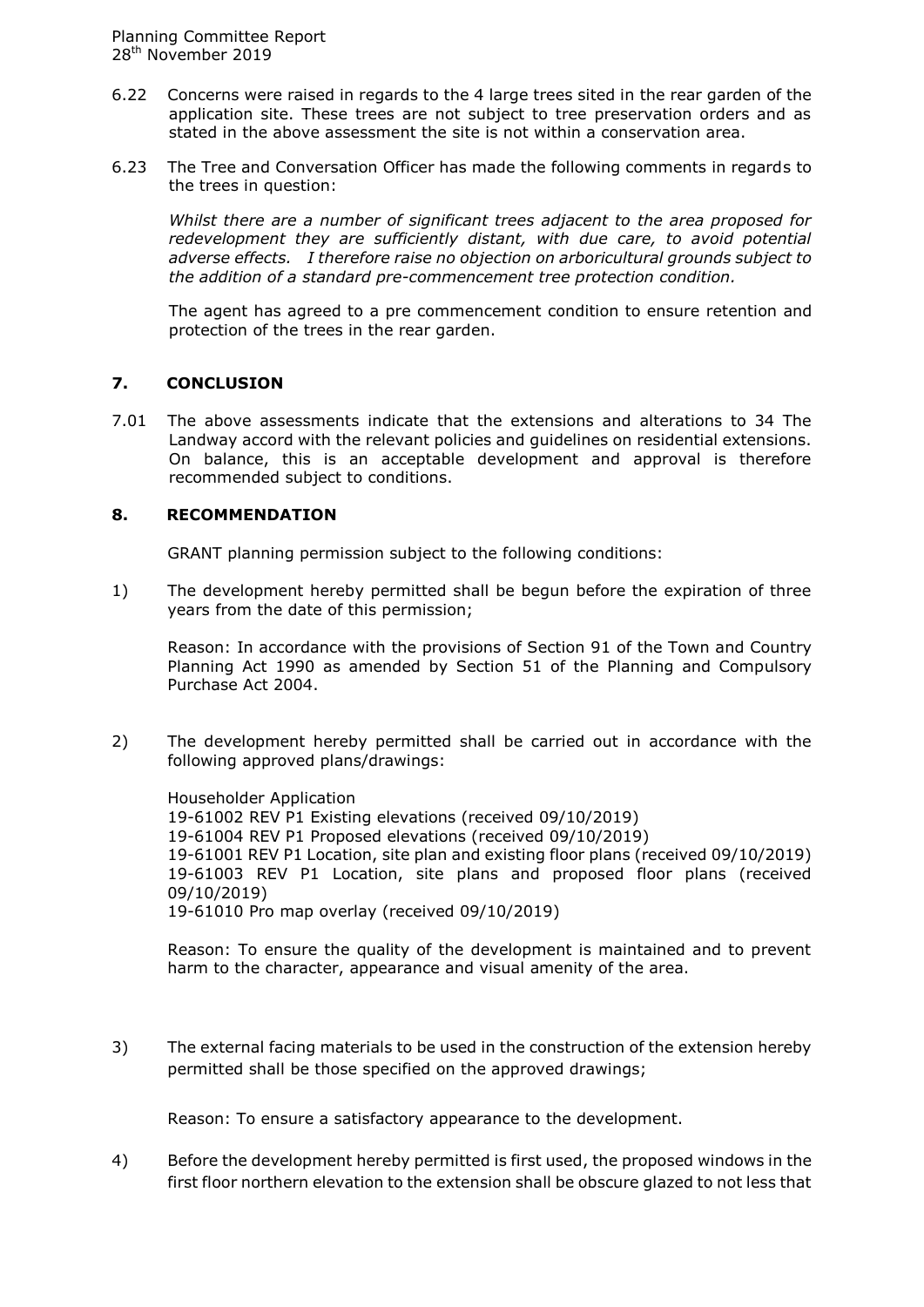6.22 Concerns were raised in regards to the 4 large trees sited in the rear garden of the application site. These trees are not subject to tree preservation orders and as stated in the above assessment the site is not within a conservation area.

6.23 The Tree and Conversation Officer has made the following comments in regards to the trees in question:

*Whilst there are a number of significant trees adjacent to the area proposed for redevelopment they are sufficiently distant, with due care, to avoid potential adverse effects. I therefore raise no objection on arboricultural grounds subject to the addition of a standard pre-commencement tree protection condition.*

The agent has agreed to a pre commencement condition to ensure retention and protection of the trees in the rear garden.

## 7. CONCLUSION

7.01 The above assessments indicate that the extensions and alterations to 34 The Landway accord with the relevant policies and guidelines on residential extensions. On balance, this is an acceptable development and approval is therefore recommended subject to conditions.

## 8. RECOMMENDATION

GRANT planning permission subject to the following conditions:

1) The development hereby permitted shall be begun before the expiration of three years from the date of this permission;

   Reason: In accordance with the provisions of Section 91 of the Town and Country Planning Act 1990 as amended by Section 51 of the Planning and Compulsory Purchase Act 2004.

2) The development hereby permitted shall be carried out in accordance with the following approved plans/drawings:

   Householder Application
   19-61002 REV P1 Existing elevations (received 09/10/2019)
   19-61004 REV P1 Proposed elevations (received 09/10/2019)
   19-61001 REV P1 Location, site plan and existing floor plans (received 09/10/2019)
   19-61003 REV P1 Location, site plans and proposed floor plans (received 09/10/2019)
   19-61010 Pro map overlay (received 09/10/2019)

   Reason: To ensure the quality of the development is maintained and to prevent harm to the character, appearance and visual amenity of the area.

3) The external facing materials to be used in the construction of the extension hereby permitted shall be those specified on the approved drawings;

   Reason: To ensure a satisfactory appearance to the development.

4) Before the development hereby permitted is first used, the proposed windows in the first floor northern elevation to the extension shall be obscure glazed to not less that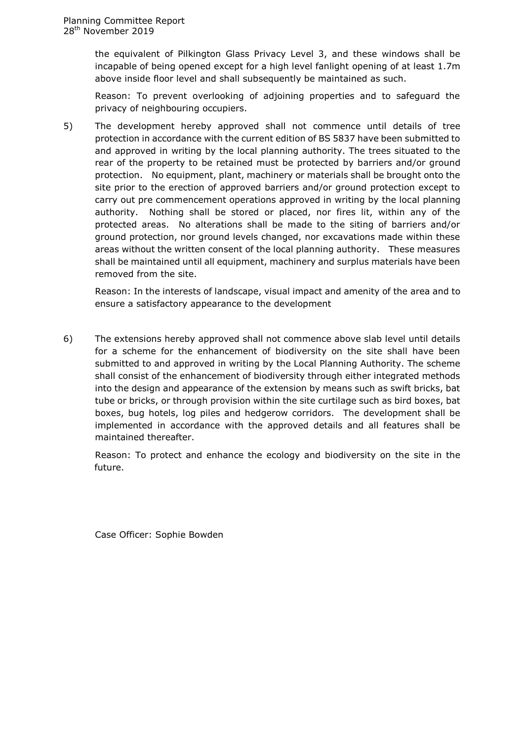the equivalent of Pilkington Glass Privacy Level 3, and these windows shall be incapable of being opened except for a high level fanlight opening of at least 1.7m above inside floor level and shall subsequently be maintained as such.

Reason: To prevent overlooking of adjoining properties and to safeguard the privacy of neighbouring occupiers.

5) The development hereby approved shall not commence until details of tree protection in accordance with the current edition of BS 5837 have been submitted to and approved in writing by the local planning authority. The trees situated to the rear of the property to be retained must be protected by barriers and/or ground protection. No equipment, plant, machinery or materials shall be brought onto the site prior to the erection of approved barriers and/or ground protection except to carry out pre commencement operations approved in writing by the local planning authority. Nothing shall be stored or placed, nor fires lit, within any of the protected areas. No alterations shall be made to the siting of barriers and/or ground protection, nor ground levels changed, nor excavations made within these areas without the written consent of the local planning authority. These measures shall be maintained until all equipment, machinery and surplus materials have been removed from the site.

   Reason: In the interests of landscape, visual impact and amenity of the area and to ensure a satisfactory appearance to the development

6) The extensions hereby approved shall not commence above slab level until details for a scheme for the enhancement of biodiversity on the site shall have been submitted to and approved in writing by the Local Planning Authority. The scheme shall consist of the enhancement of biodiversity through either integrated methods into the design and appearance of the extension by means such as swift bricks, bat tube or bricks, or through provision within the site curtilage such as bird boxes, bat boxes, bug hotels, log piles and hedgerow corridors. The development shall be implemented in accordance with the approved details and all features shall be maintained thereafter.

   Reason: To protect and enhance the ecology and biodiversity on the site in the future.

Case Officer: Sophie Bowden